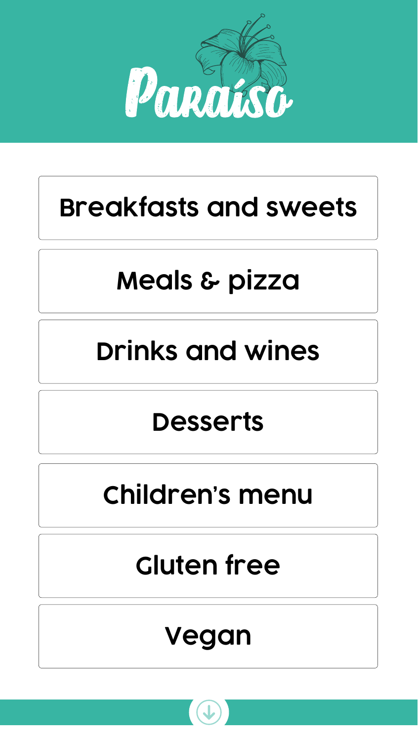# Paraíso

- Breakfasts and sweets
- Meals & pizza
- Drinks and wines
- Desserts
- Children's menu
- Gluten free
- Vegan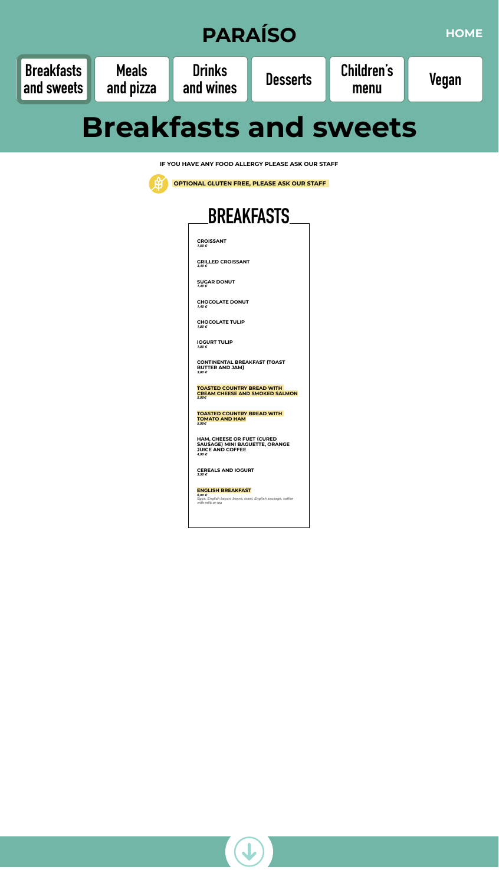# PARAÍSO

HOME

Breakfasts and sweets | Meals and pizza | Drinks and wines | Desserts | Children's menu | Vegan

# Breakfasts and sweets

**IF YOU HAVE ANY FOOD ALLERGY PLEASE ASK OUR STAFF**

**OPTIONAL GLUTEN FREE, PLEASE ASK OUR STAFF**

## BREAKFASTS

**CROISSANT**
*1,50 €*

**GRILLED CROISSANT**
*3,40 €*

**SUGAR DONUT**
*1,40 €*

**CHOCOLATE DONUT**
*1,40 €*

**CHOCOLATE TULIP**
*1,80 €*

**IOGURT TULIP**
*1,80 €*

**CONTINENTAL BREAKFAST (TOAST BUTTER AND JAM)**
*3,80 €*

**TOASTED COUNTRY BREAD WITH CREAM CHEESE AND SMOKED SALMON**
*5,90€*

**TOASTED COUNTRY BREAD WITH TOMATO AND HAM**
*5,90€*

**HAM, CHEESE OR FUET (CURED SAUSAGE) MINI BAGUETTE, ORANGE JUICE AND COFFEE**
*4,90 €*

**CEREALS AND IOGURT**
*3,50 €*

**ENGLISH BREAKFAST**
*6,90 €*
*Eggs, English bacon, beans, toast, English sausage, coffee with milk or tea*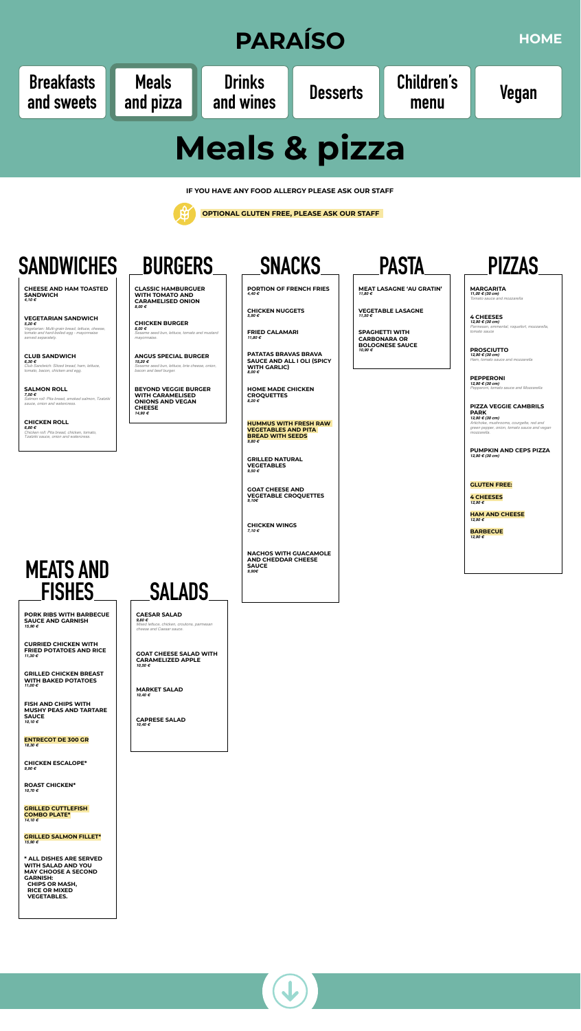# PARAÍSO

HOME

Breakfasts and sweets | Meals and pizza | Drinks and wines | Desserts | Children's menu | Vegan

# Meals & pizza

**IF YOU HAVE ANY FOOD ALLERGY PLEASE ASK OUR STAFF**

**OPTIONAL GLUTEN FREE, PLEASE ASK OUR STAFF**

## SANDWICHES

**CHEESE AND HAM TOASTED SANDWICH**
*4,10 €*

**VEGETARIAN SANDWICH**
*5,20 €*
*Vegetarian: Multi-grain bread, lettuce, cheese, tomato and hard-boiled egg - mayonnaise served separately.*

**CLUB SANDWICH**
*6,30 €*
*Club Sandwich: Sliced bread, ham, lettuce, tomato, bacon, chicken and egg.*

**SALMON ROLL**
*7,50 €*
*Salmon roll: Pita bread, smoked salmon, Tzatziki sauce, onion and watercress.*

**CHICKEN ROLL**
*6,80 €*
*Chicken roll: Pita bread, chicken, tomato, Tzatziki sauce, onion and watercress.*

## BURGERS

**CLASSIC HAMBURGUER WITH TOMATO AND CARAMELISED ONION**
*8,00 €*

**CHICKEN BURGER**
*8,00 €*
*Sesame seed bun, lettuce, tomato and mustard mayonnaise.*

**ANGUS SPECIAL BURGER**
*15,20 €*
*Sesame seed bun, lettuce, brie cheese, onion, bacon and beef burger.*

**BEYOND VEGGIE BURGER WITH CARAMELISED ONIONS AND VEGAN CHEESE**
*14,80 €*

## SNACKS

**PORTION OF FRENCH FRIES**
*4,40 €*

**CHICKEN NUGGETS**
*5,90 €*

**FRIED CALAMARI**
*11,80 €*

**PATATAS BRAVAS BRAVA SAUCE AND ALL I OLI (SPICY WITH GARLIC)**
*8,00 €*

**HOME MADE CHICKEN CROQUETTES**
*8,20 €*

**HUMMUS WITH FRESH RAW VEGETABLES AND PITA BREAD WITH SEEDS**
*9,80 €*

**GRILLED NATURAL VEGETABLES**
*9,50 €*

**GOAT CHEESE AND VEGETABLE CROQUETTES**
*9,10€*

**CHICKEN WINGS**
*7,10 €*

**NACHOS WITH GUACAMOLE AND CHEDDAR CHEESE SAUCE**
*9,90€*

## PASTA

**MEAT LASAGNE 'AU GRATIN'**
*11,80 €*

**VEGETABLE LASAGNE**
*11,50 €*

**SPAGHETTI WITH CARBONARA OR BOLOGNESE SAUCE**
*10,90 €*

## PIZZAS

**MARGARITA**
*11,00 € (30 cm)*
*Tomato sauce and mozzarella*

**4 CHEESES**
*12,90 € (30 cm)*
*Parmesan, emmental, roquefort, mozzarella, tomato sauce*

**PROSCIUTTO**
*12,90 € (30 cm)*
*Ham, tomato sauce and mozzarella*

**PEPPERONI**
*12,90 € (30 cm)*
*Pepperoni, tomato sauce and Mozzarella*

**PIZZA VEGGIE CAMBRILS PARK**
*12,90 € (30 cm)*
*Artichoke, mushrooms, courgette, red and green pepper, onion, tomato sauce and vegan mozzarella.*

**PUMPKIN AND CEPS PIZZA**
*12,90 € (30 cm)*

**GLUTEN FREE:**

**4 CHEESES**
*12,90 €*

**HAM AND CHEESE**
*12,90 €*

**BARBECUE**
*12,90 €*

## MEATS AND FISHES

**PORK RIBS WITH BARBECUE SAUCE AND GARNISH**
*15,90 €*

**CURRIED CHICKEN WITH FRIED POTATOES AND RICE**
*11,30 €*

**GRILLED CHICKEN BREAST WITH BAKED POTATOES**
*11,00 €*

**FISH AND CHIPS WITH MUSHY PEAS AND TARTARE SAUCE**
*10,10 €*

**ENTRECOT DE 300 GR**
*18,30 €*

**CHICKEN ESCALOPE***
*9,90 €*

**ROAST CHICKEN***
*10,70 €*

**GRILLED CUTTLEFISH COMBO PLATE***
*14,10 €*

**GRILLED SALMON FILLET***
*15,90 €*

**\* ALL DISHES ARE SERVED WITH SALAD AND YOU MAY CHOOSE A SECOND GARNISH:**
**CHIPS OR MASH,**
**RICE OR MIXED VEGETABLES.**

## SALADS

**CAESAR SALAD**
*9,80 €*
*Mixed lettuce, chicken, croutons, parmesan cheese and Caesar sauce.*

**GOAT CHEESE SALAD WITH CARAMELIZED APPLE**
*10,50 €*

**MARKET SALAD**
*10,40 €*

**CAPRESE SALAD**
*10,40 €*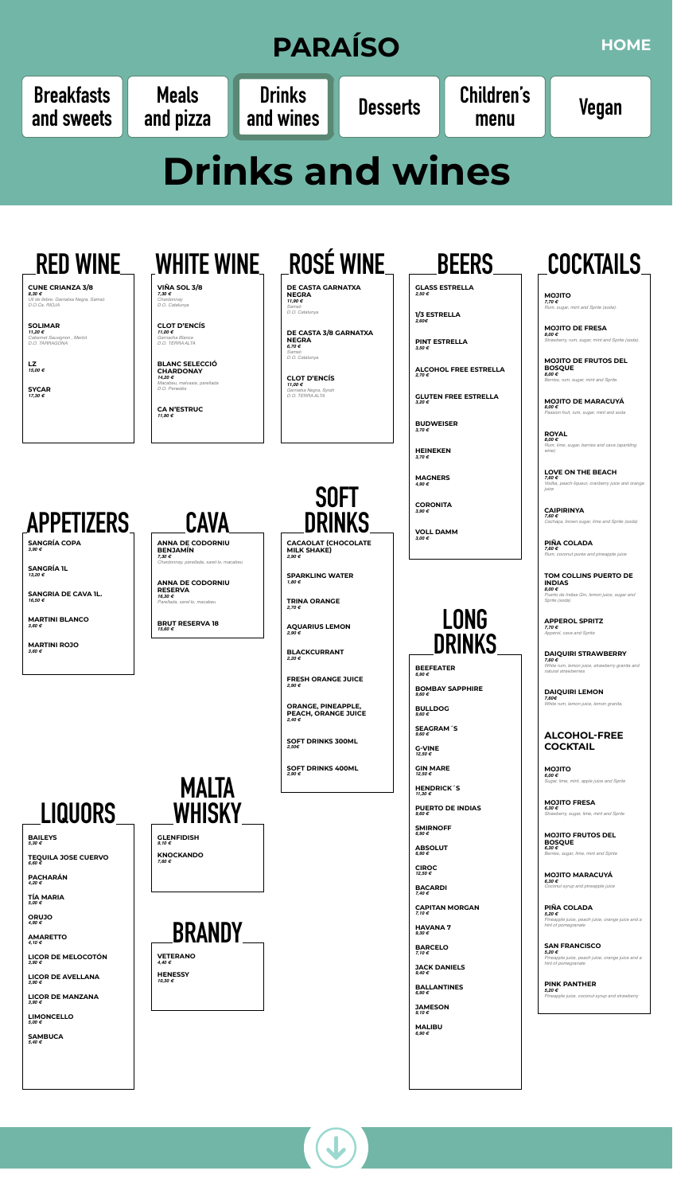# PARAÍSO

HOME

Breakfasts and sweets | Meals and pizza | Drinks and wines | Desserts | Children's menu | Vegan

# Drinks and wines

## RED WINE

**CUNE CRIANZA 3/8**
*8,30 €*
*Ull de llebre, Garnatxa Negra, Samsó D.O.Ca. RIOJA*

**SOLIMAR**
*11,20 €*
*Cabernet Sauvignon , Merlot D.O. TARRAGONA*

**LZ**
*15,00 €*

**SYCAR**
*17,30 €*

## WHITE WINE

**VIÑA SOL 3/8**
*7,30 €*
*Chardonnay D.O. Catalunya*

**CLOT D'ENCÍS**
*11,00 €*
*Garnacha Blanca D.O. TERRA ALTA*

**BLANC SELECCIÓ CHARDONAY**
*14,20 €*
*Macabeu, malvasia, parellada D.O. Penedès*

**CA N'ESTRUC**
*11,90 €*

## ROSÉ WINE

**DE CASTA GARNATXA NEGRA**
*11,90 €*
*Samsó D.O. Catalunya*

**DE CASTA 3/8 GARNATXA NEGRA**
*6,70 €*
*Samsó D.O. Catalunya*

**CLOT D'ENCÍS**
*11,00 €*
*Garnatxa Negra, Syrah D.O. TERRA ALTA*

## BEERS

**GLASS ESTRELLA**
*2,50 €*

**1/3 ESTRELLA**
*2,60€*

**PINT ESTRELLA**
*3,50 €*

**ALCOHOL FREE ESTRELLA**
*2,70 €*

**GLUTEN FREE ESTRELLA**
*3,20 €*

**BUDWEISER**
*3,70 €*

**HEINEKEN**
*3,70 €*

**MAGNERS**
*4,90 €*

**CORONITA**
*3,90 €*

**VOLL DAMM**
*3,00 €*

## COCKTAILS

**MOJITO**
*7,70 €*
*Rum, sugar, mint and Sprite (soda).*

**MOJITO DE FRESA**
*8,00 €*
*Strawberry, rum, sugar, mint and Sprite (soda).*

**MOJITO DE FRUTOS DEL BOSQUE**
*8,00 €*
*Berries, rum, sugar, mint and Sprite.*

**MOJITO DE MARACUYÁ**
*8,00 €*
*Passion fruit, rum, sugar, mint and soda*

**ROYAL**
*8,00 €*
*Rum, lime, sugar, berries and cava (sparkling wine)*

**LOVE ON THE BEACH**
*7,60 €*
*Vodka, peach liqueur, cranberry juice and orange juice*

**CAIPIRINYA**
*7,60 €*
*Cachaça, brown sugar, lime and Sprite (soda)*

**PIÑA COLADA**
*7,60 €*
*Rum, coconut purée and pineapple juice*

**TOM COLLINS PUERTO DE INDIAS**
*8,00 €*
*Puerto de Indias Gin, lemon juice, sugar and Sprite (soda)*

**APPEROL SPRITZ**
*7,70 €*
*Apperol, cava and Sprite*

**DAIQUIRI STRAWBERRY**
*7,60 €*
*White rum, lemon juice, strawberry granita and natural strawberries*

**DAIQUIRI LEMON**
*7,60€*
*White rum, lemon juice, lemon granita*

### ALCOHOL-FREE COCKTAIL

**MOJITO**
*6,00 €*
*Sugar, lime, mint, apple juice and Sprite*

**MOJITO FRESA**
*6,30 €*
*Strawberry, sugar, lime, mint and Sprite*

**MOJITO FRUTOS DEL BOSQUE**
*6,30 €*
*Berries, sugar, lime, mint and Sprite*

**MOJITO MARACUYÁ**
*6,30 €*
*Coconut syrup and pineapple juice*

**PIÑA COLADA**
*5,20 €*
*Pineapple juice, peach juice, orange juice and a hint of pomegranate*

**SAN FRANCISCO**
*5,20 €*
*Pineapple juice, peach juice, orange juice and a hint of pomegranate*

**PINK PANTHER**
*5,20 €*
*Pineapple juice, coconut syrup and strawberry*

## APPETIZERS

**SANGRÍA COPA**
*3,90 €*

**SANGRÍA 1L**
*13,20 €*

**SANGRIA DE CAVA 1L.**
*16,50 €*

**MARTINI BLANCO**
*3,60 €*

**MARTINI ROJO**
*3,60 €*

## CAVA

**ANNA DE CODORNIU BENJAMÍN**
*7,30 €*
*Chardonnay, parellada, xarel·lo, macabeu*

**ANNA DE CODORNIU RESERVA**
*16,30 €*
*Parellada, xarel·lo, macabeu*

**BRUT RESERVA 18**
*15,60 €*

## SOFT DRINKS

**CACAOLAT (CHOCOLATE MILK SHAKE)**
*2,90 €*

**SPARKLING WATER**
*1,80 €*

**TRINA ORANGE**
*2,70 €*

**AQUARIUS LEMON**
*2,90 €*

**BLACKCURRANT**
*2,20 €*

**FRESH ORANGE JUICE**
*2,90 €*

**ORANGE, PINEAPPLE, PEACH, ORANGE JUICE**
*2,40 €*

**SOFT DRINKS 300ML**
*2,50€*

**SOFT DRINKS 400ML**
*2,90 €*

## LONG DRINKS

**BEEFEATER**
*6,90 €*

**BOMBAY SAPPHIRE**
*9,60 €*

**BULLDOG**
*9,60 €*

**SEAGRAM´S**
*9,60 €*

**G-VINE**
*12,50 €*

**GIN MARE**
*12,50 €*

**HENDRICK´S**
*11,30 €*

**PUERTO DE INDIAS**
*9,60 €*

**SMIRNOFF**
*6,90 €*

**ABSOLUT**
*6,90 €*

**CIROC**
*12,50 €*

**BACARDI**
*7,40 €*

**CAPITAN MORGAN**
*7,10 €*

**HAVANA 7**
*9,30 €*

**BARCELO**
*7,10 €*

**JACK DANIELS**
*9,40 €*

**BALLANTINES**
*6,90 €*

**JAMESON**
*9,10 €*

**MALIBU**
*6,90 €*

## LIQUORS

**BAILEYS**
*5,30 €*

**TEQUILA JOSE CUERVO**
*6,60 €*

**PACHARÁN**
*4,20 €*

**TÍA MARIA**
*5,00 €*

**ORUJO**
*4,90 €*

**AMARETTO**
*4,10 €*

**LICOR DE MELOCOTÓN**
*3,90 €*

**LICOR DE AVELLANA**
*3,90 €*

**LICOR DE MANZANA**
*3,90 €*

**LIMONCELLO**
*5,00 €*

**SAMBUCA**
*5,40 €*

## MALTA WHISKY

**GLENFIDISH**
*9,10 €*

**KNOCKANDO**
*7,60 €*

## BRANDY

**VETERANO**
*4,40 €*

**HENESSY**
*10,30 €*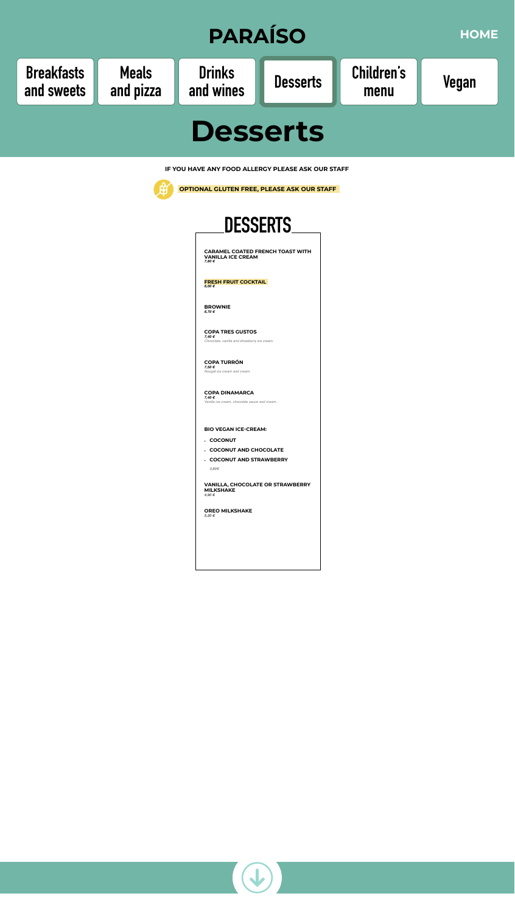# PARAÍSO

HOME

Breakfasts and sweets | Meals and pizza | Drinks and wines | Desserts | Children's menu | Vegan

# Desserts

**IF YOU HAVE ANY FOOD ALLERGY PLEASE ASK OUR STAFF**

**OPTIONAL GLUTEN FREE, PLEASE ASK OUR STAFF**

## DESSERTS

**CARAMEL COATED FRENCH TOAST WITH VANILLA ICE CREAM**
*7,80 €*

**FRESH FRUIT COCKTAIL**
*6,00 €*

**BROWNIE**
*6,70 €*

**COPA TRES GUSTOS**
*7,40 €*
*Chocolate, vanilla and strawberry ice cream.*

**COPA TURRÓN**
*7,50 €*
*Nougat ice cream and cream.*

**COPA DINAMARCA**
*7,40 €*
*Vanilla ice cream, chocolate sauce and cream.*

**BIO VEGAN ICE-CREAM:**

- **COCONUT**
- **COCONUT AND CHOCOLATE**
- **COCONUT AND STRAWBERRY**

*3,80€*

**VANILLA, CHOCOLATE OR STRAWBERRY MILKSHAKE**
*4,90 €*

**OREO MILKSHAKE**
*5,20 €*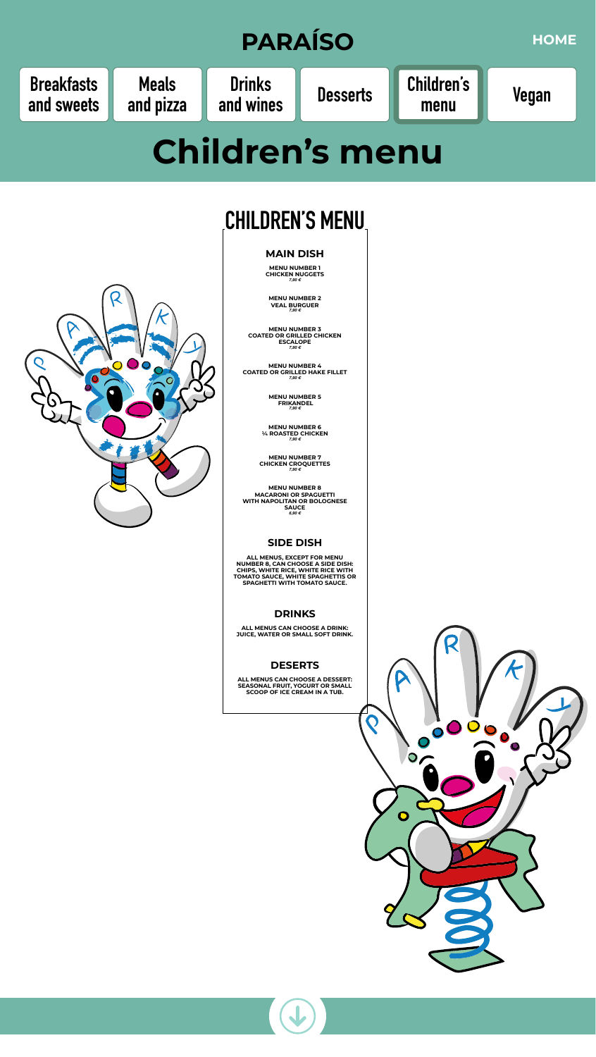# PARAÍSO

HOME

Breakfasts and sweets | Meals and pizza | Drinks and wines | Desserts | Children's menu | Vegan

# Children's menu

## CHILDREN'S MENU

### MAIN DISH

**MENU NUMBER 1**
**CHICKEN NUGGETS**
*7,30 €*

**MENU NUMBER 2**
**VEAL BURGUER**
*7,30 €*

**MENU NUMBER 3**
**COATED OR GRILLED CHICKEN ESCALOPE**
*7,30 €*

**MENU NUMBER 4**
**COATED OR GRILLED HAKE FILLET**
*7,30 €*

**MENU NUMBER 5**
**FRIKANDEL**
*7,30 €*

**MENU NUMBER 6**
**¼ ROASTED CHICKEN**
*7,30 €*

**MENU NUMBER 7**
**CHICKEN CROQUETTES**
*7,30 €*

**MENU NUMBER 8**
**MACARONI OR SPAGUETTI WITH NAPOLITAN OR BOLOGNESE SAUCE**
*6,30 €*

### SIDE DISH

ALL MENUS, EXCEPT FOR MENU NUMBER 8, CAN CHOOSE A SIDE DISH: CHIPS, WHITE RICE, WHITE RICE WITH TOMATO SAUCE, WHITE SPAGHETTIS OR SPAGHETTI WITH TOMATO SAUCE.

### DRINKS

ALL MENUS CAN CHOOSE A DRINK: JUICE, WATER OR SMALL SOFT DRINK.

### DESERTS

ALL MENUS CAN CHOOSE A DESSERT: SEASONAL FRUIT, YOGURT OR SMALL SCOOP OF ICE CREAM IN A TUB.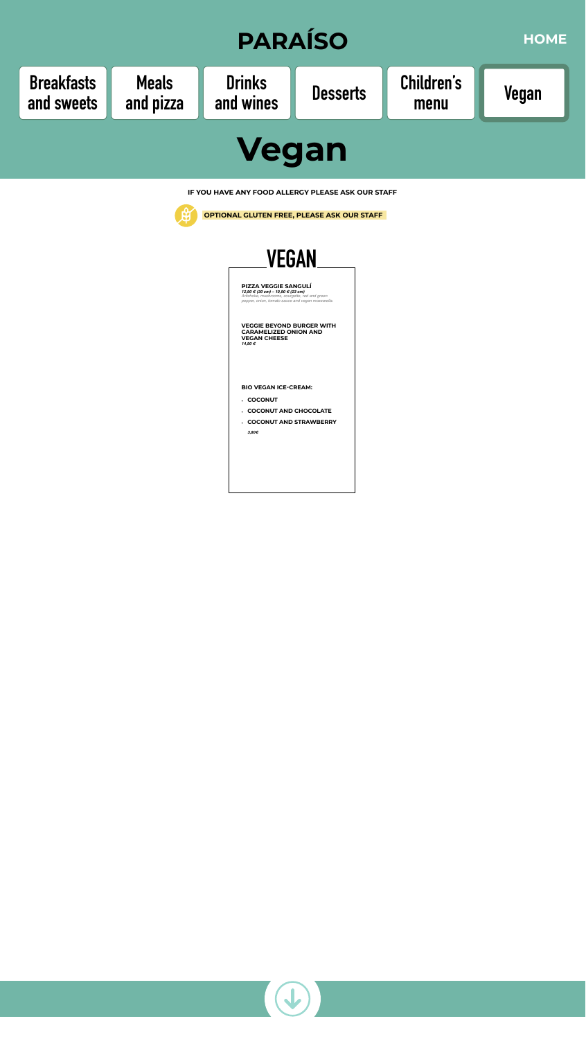# PARAÍSO

HOME

Breakfasts and sweets | Meals and pizza | Drinks and wines | Desserts | Children's menu | Vegan

# Vegan

**IF YOU HAVE ANY FOOD ALLERGY PLEASE ASK OUR STAFF**

**OPTIONAL GLUTEN FREE, PLEASE ASK OUR STAFF**

## VEGAN

**PIZZA VEGGIE SANGULÍ**
***12,90 € (30 cm) – 10,90 € (23 cm)***
*Artichoke, mushrooms, courgette, red and green pepper, onion, tomato sauce and vegan mozzarella.*

**VEGGIE BEYOND BURGER WITH CARAMELIZED ONION AND VEGAN CHEESE**
***14,90 €***

**BIO VEGAN ICE-CREAM:**

- **COCONUT**
- **COCONUT AND CHOCOLATE**
- **COCONUT AND STRAWBERRY**

***3,50€***